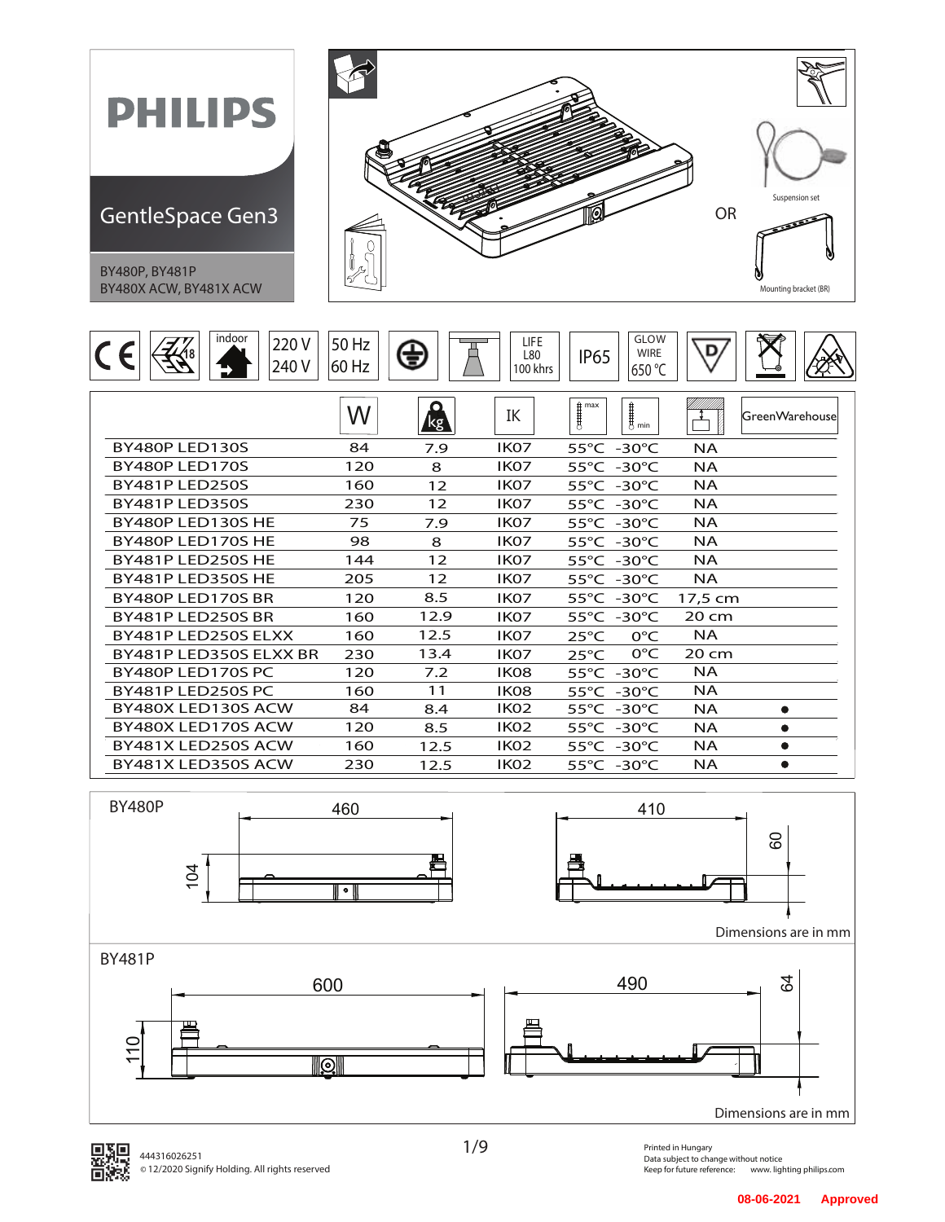# PHILIPS

## GentleSpace Gen3

BY480P, BY481P
BY480X ACW, BY481X ACW

Suspension set

OR

Mounting bracket (BR)

indoor | 220 V 240 V | 50 Hz 60 Hz | LIFE L80 100 khrs | IP65 | GLOW WIRE 650 °C

| | W | kg | IK | max | min | | GreenWarehouse |
|---|---|---|---|---|---|---|---|
| BY480P LED130S | 84 | 7.9 | IK07 | 55°C | -30°C | NA | |
| BY480P LED170S | 120 | 8 | IK07 | 55°C | -30°C | NA | |
| BY481P LED250S | 160 | 12 | IK07 | 55°C | -30°C | NA | |
| BY481P LED350S | 230 | 12 | IK07 | 55°C | -30°C | NA | |
| BY480P LED130S HE | 75 | 7.9 | IK07 | 55°C | -30°C | NA | |
| BY480P LED170S HE | 98 | 8 | IK07 | 55°C | -30°C | NA | |
| BY481P LED250S HE | 144 | 12 | IK07 | 55°C | -30°C | NA | |
| BY481P LED350S HE | 205 | 12 | IK07 | 55°C | -30°C | NA | |
| BY480P LED170S BR | 120 | 8.5 | IK07 | 55°C | -30°C | 17,5 cm | |
| BY481P LED250S BR | 160 | 12.9 | IK07 | 55°C | -30°C | 20 cm | |
| BY481P LED250S ELXX | 160 | 12.5 | IK07 | 25°C | 0°C | NA | |
| BY481P LED350S ELXX BR | 230 | 13.4 | IK07 | 25°C | 0°C | 20 cm | |
| BY480P LED170S PC | 120 | 7.2 | IK08 | 55°C | -30°C | NA | |
| BY481P LED250S PC | 160 | 11 | IK08 | 55°C | -30°C | NA | |
| BY480X LED130S ACW | 84 | 8.4 | IK02 | 55°C | -30°C | NA | ● |
| BY480X LED170S ACW | 120 | 8.5 | IK02 | 55°C | -30°C | NA | ● |
| BY481X LED250S ACW | 160 | 12.5 | IK02 | 55°C | -30°C | NA | ● |
| BY481X LED350S ACW | 230 | 12.5 | IK02 | 55°C | -30°C | NA | ● |

BY480P

460 | 104 | 410 | 60

Dimensions are in mm

BY481P

600 | 110 | 490 | 64

Dimensions are in mm

444316026251
© 12/2020 Signify Holding. All rights reserved

Printed in Hungary
Data subject to change without notice
Keep for future reference: www. lighting philips.com

08-06-2021 Approved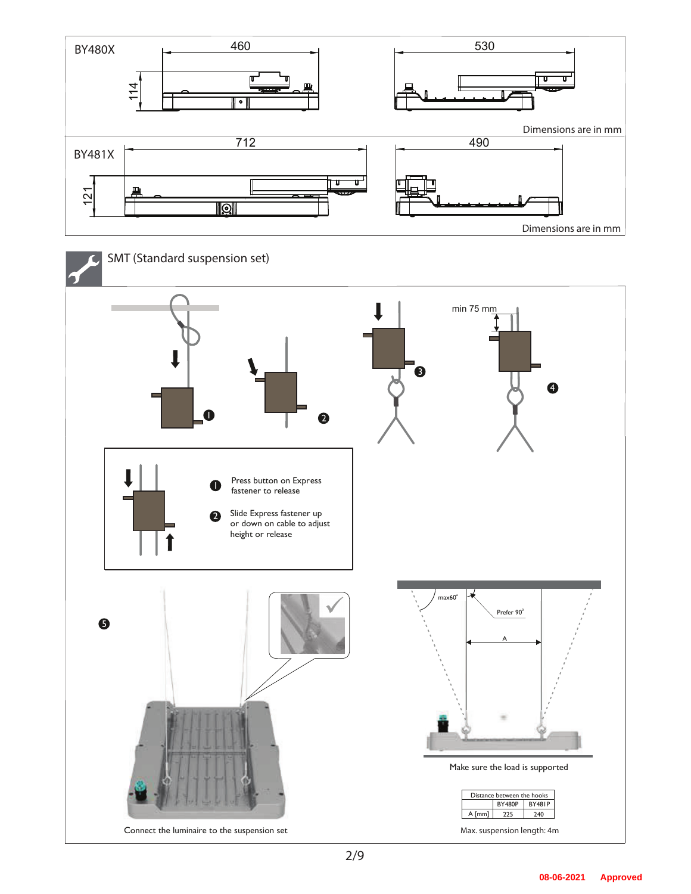BY480X

460

114

530

Dimensions are in mm

BY481X

712

121

490

Dimensions are in mm

## SMT (Standard suspension set)

min 75 mm

1. Press button on Express fastener to release
2. Slide Express fastener up or down on cable to adjust height or release

5

max60°

Prefer 90°

A

Make sure the load is supported

| Distance between the hooks | | |
|---|---|---|
| | BY480P | BY481P |
| A [mm] | 225 | 240 |

Connect the luminaire to the suspension set

Max. suspension length: 4m

08-06-2021 Approved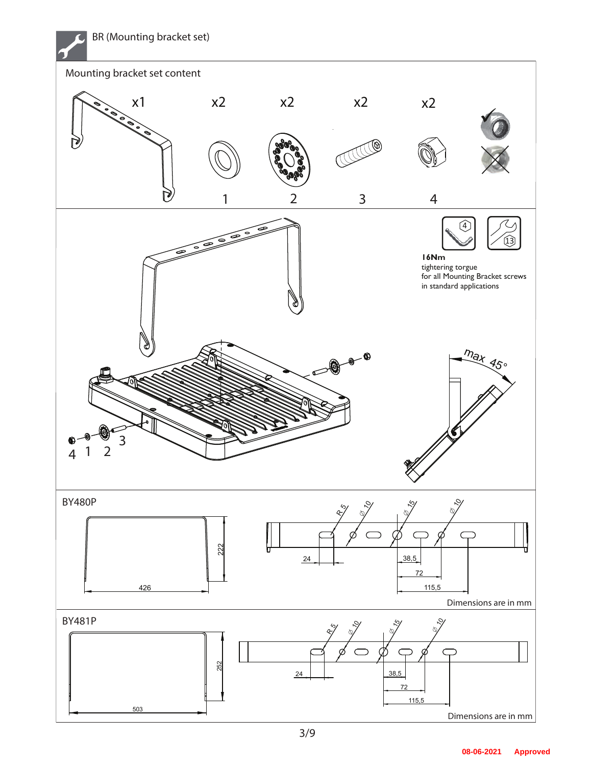# BR (Mounting bracket set)

## Mounting bracket set content

| x1 | x2 | x2 | x2 | x2 |
|---|---|---|---|---|
| | 1 | 2 | 3 | 4 |

**16Nm**
tightering torgue
for all Mounting Bracket screws
in standard applications

max 45°

4 1 2 3

## BY480P

222
426

R 5, Ø 10, Ø 15, Ø 10
24
38,5
72
115,5

Dimensions are in mm

## BY481P

252
503

R 5, Ø 10, Ø 15, Ø 10
24
38,5
72
115,5

Dimensions are in mm

08-06-2021 Approved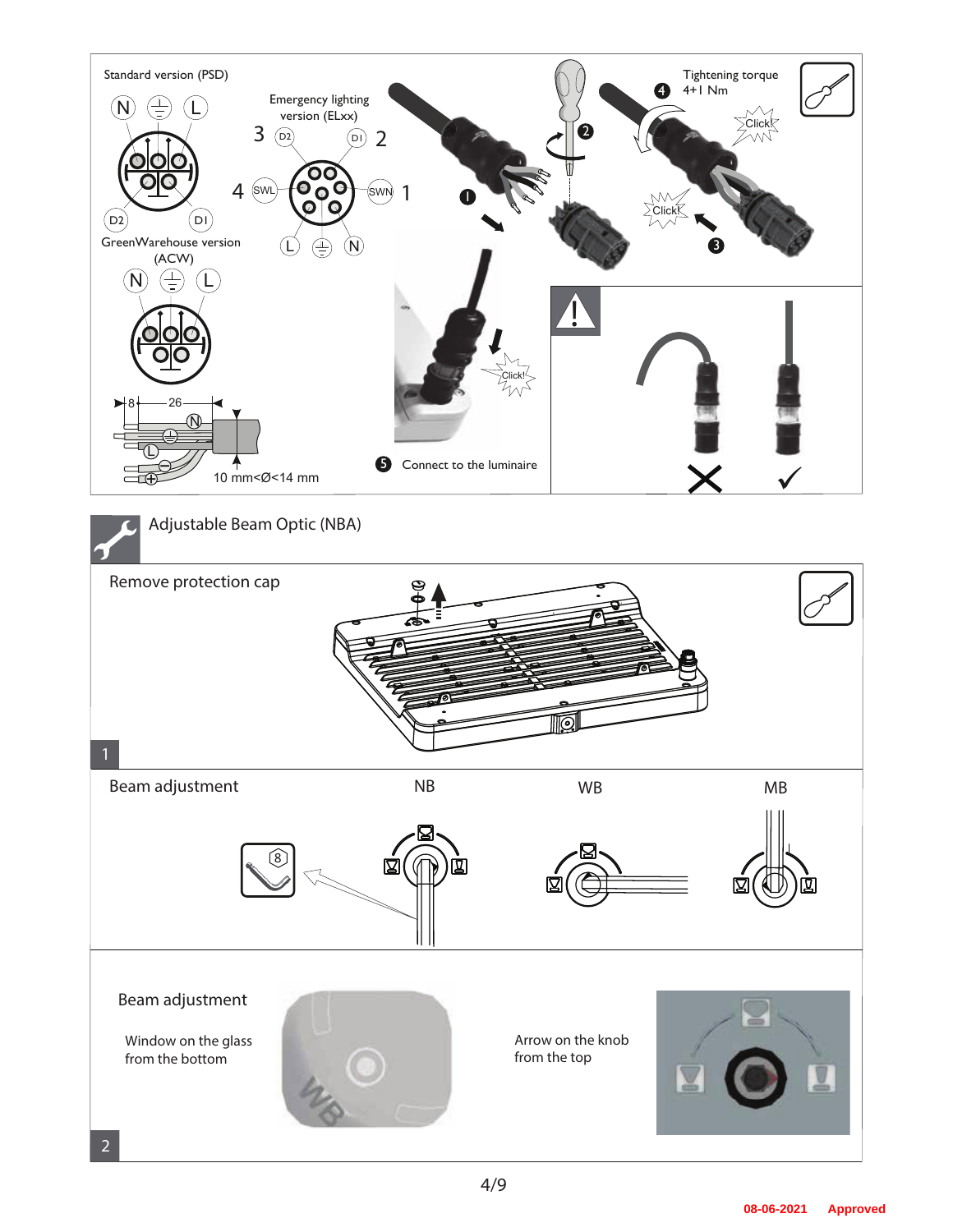Standard version (PSD)

N ⏚ L

D2 D1

Emergency lighting version (ELxx)

3 D2 D1 2

4 SWL SWN 1

L ⏚ N

GreenWarehouse version (ACW)

N ⏚ L

8 26

N

L

10 mm<Ø<14 mm

1 2 Tightening torque 4+1 Nm 4

Click!

Click! 3

Click!

5 Connect to the luminaire

## Adjustable Beam Optic (NBA)

Remove protection cap

1

Beam adjustment NB WB MB

8

Beam adjustment

Window on the glass from the bottom

WB

Arrow on the knob from the top

2

08-06-2021 Approved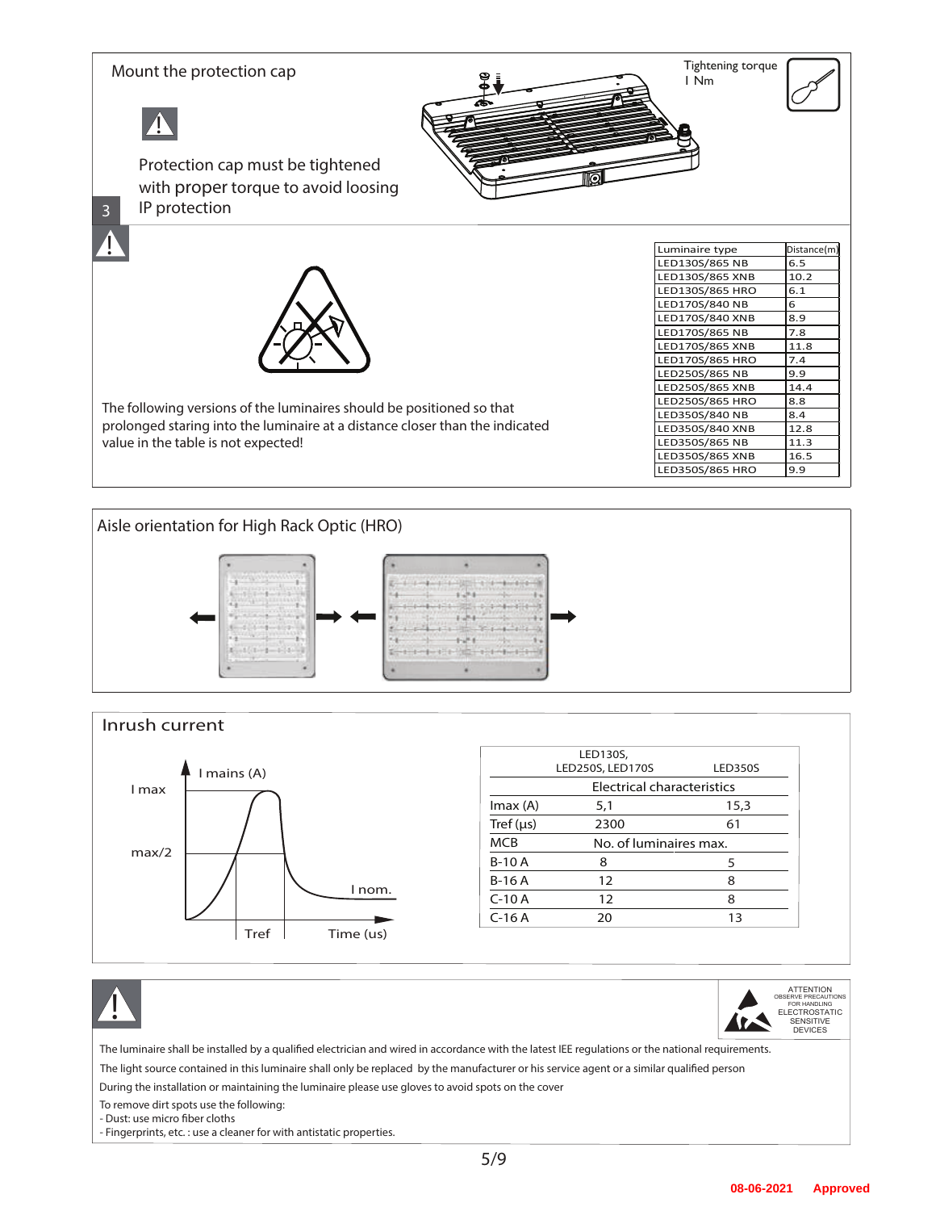## 3 Mount the protection cap

Tightening torque
1 Nm

⚠ Protection cap must be tightened with proper torque to avoid loosing IP protection

⚠

The following versions of the luminaires should be positioned so that prolonged staring into the luminaire at a distance closer than the indicated value in the table is not expected!

| Luminaire type | Distance(m) |
|---|---|
| LED130S/865 NB | 6.5 |
| LED130S/865 XNB | 10.2 |
| LED130S/865 HRO | 6.1 |
| LED170S/840 NB | 6 |
| LED170S/840 XNB | 8.9 |
| LED170S/865 NB | 7.8 |
| LED170S/865 XNB | 11.8 |
| LED170S/865 HRO | 7.4 |
| LED250S/865 NB | 9.9 |
| LED250S/865 XNB | 14.4 |
| LED250S/865 HRO | 8.8 |
| LED350S/840 NB | 8.4 |
| LED350S/840 XNB | 12.8 |
| LED350S/865 NB | 11.3 |
| LED350S/865 XNB | 16.5 |
| LED350S/865 HRO | 9.9 |

## Aisle orientation for High Rack Optic (HRO)

## Inrush current

I mains (A), I max, max/2, I nom., Tref, Time (us)

| | LED130S, LED250S, LED170S | LED350S |
|---|---|---|
| | Electrical characteristics | |
| Imax (A) | 5,1 | 15,3 |
| Tref (μs) | 2300 | 61 |
| MCB | No. of luminaires max. | |
| B-10 A | 8 | 5 |
| B-16 A | 12 | 8 |
| C-10 A | 12 | 8 |
| C-16 A | 20 | 13 |

⚠

ATTENTION
OBSERVE PRECAUTIONS FOR HANDLING ELECTROSTATIC SENSITIVE DEVICES

The luminaire shall be installed by a qualified electrician and wired in accordance with the latest IEE regulations or the national requirements.

The light source contained in this luminaire shall only be replaced by the manufacturer or his service agent or a similar qualified person

During the installation or maintaining the luminaire please use gloves to avoid spots on the cover

To remove dirt spots use the following:
- Dust: use micro fiber cloths
- Fingerprints, etc. : use a cleaner for with antistatic properties.

08-06-2021 Approved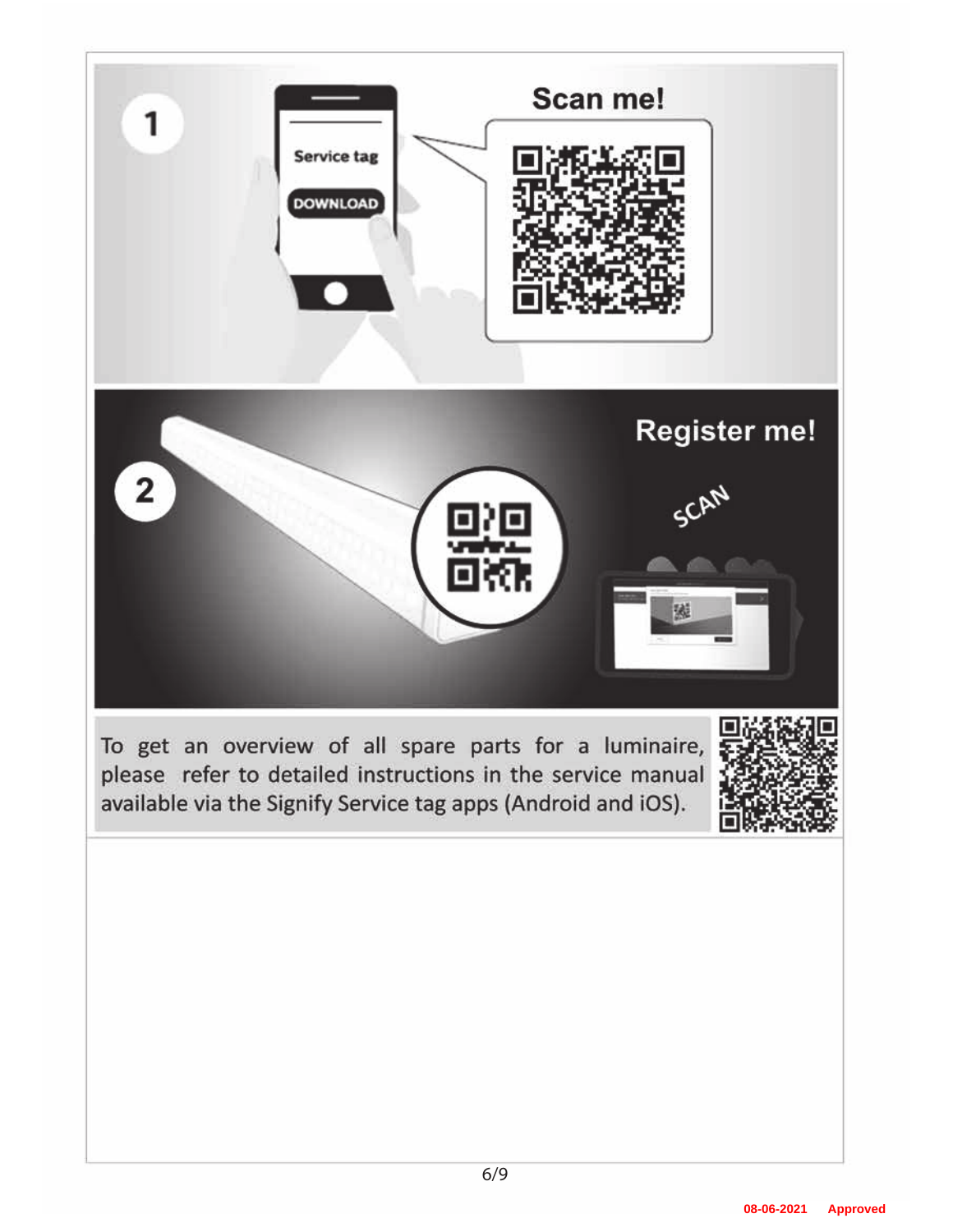**1**

Service tag

DOWNLOAD

**Scan me!**

**2**

**Register me!**

SCAN

To get an overview of all spare parts for a luminaire, please refer to detailed instructions in the service manual available via the Signify Service tag apps (Android and iOS).

08-06-2021 Approved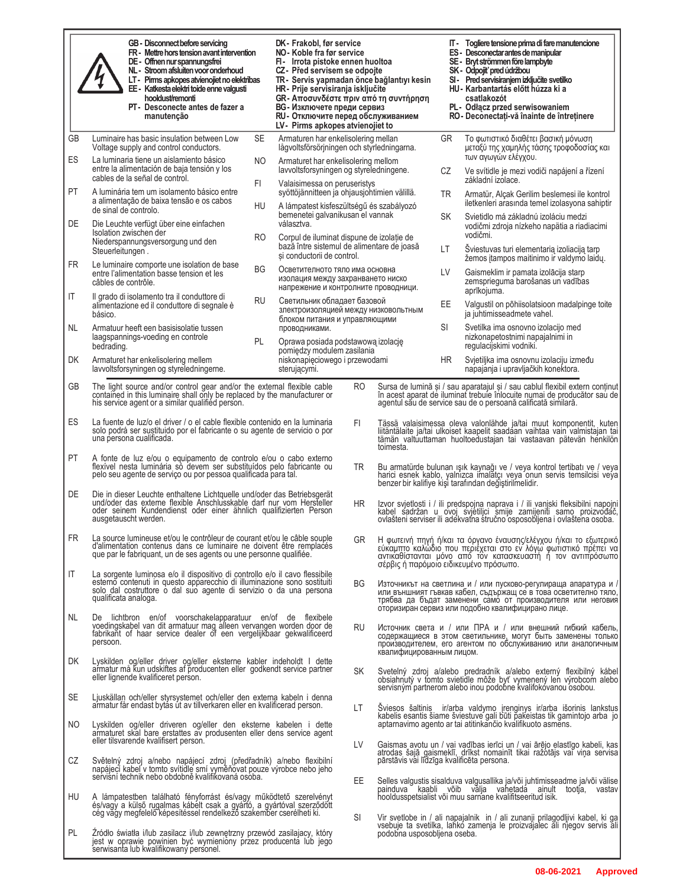GB - Disconnect before servicing
FR - Mettre hors tension avant intervention
DE - Offnen nur spannungsfrei
NL - Stroom afsluiten voor onderhoud
LT - Pirms apkopes atvienojiet no elektrības
EE - Katkesta elektri toide enne valgusti hooldust/remonti
PT - Desconecte antes de fazer a manutenção

DK - Frakobl, før service
NO - Koble fra før service
FI - Irrota pistoke ennen huoltoa
CZ - Před servisem se odpojte
TR - Servis yapmadan önce bağlantıyı kesin
HR - Prije servisiranja isključite
GR - Αποσυνδέστε πριν από τη συντήρηση
BG - Изключете преди сервиз
RU - Отключите перед обслуживанием
LV - Pirms apkopes atvienojiet to

IT - Togliere tensione prima di fare manutencione
ES - Desconectar antes de manipular
SE - Bryt strömmen före lampbyte
SK - Odpojiť pred údržbou
SI - Pred servisiranjem izključite svetilko
HU - Karbantartás előtt húzza ki a csatlakozót
PL - Odłącz przed serwisowaniem
RO - Deconectați-vă înainte de întreținere

| | |
|---|---|
| GB | Luminaire has basic insulation between Low Voltage supply and control conductors. |
| ES | La luminaria tiene un aislamiento básico entre la alimentación de baja tensión y los cables de la señal de control. |
| PT | A luminária tem um isolamento básico entre a alimentação de baixa tensão e os cabos de sinal de controlo. |
| DE | Die Leuchte verfügt über eine einfachen Isolation zwischen der Niederspannungsversorgung und den Steuerleitungen . |
| FR | Le luminaire comporte une isolation de base entre l'alimentation basse tension et les câbles de contrôle. |
| IT | Il grado di isolamento tra il conduttore di alimentazione ed il conduttore di segnale è básico. |
| NL | Armatuur heeft een basisisolatie tussen laagspannings-voeding en controle bedrading. |
| DK | Armaturet har enkelisolering mellem lavvoltsforsyningen og styreledningerne. |
| SE | Armaturen har enkelisolering mellan lågvoltsförsörjningen och styrledningarna. |
| NO | Armaturet har enkelisolering mellom lavvoltsforsyningen og styreledningene. |
| FI | Valaisimessa on perusristys syöttöjännitteen ja ohjausjohtimien välillä. |
| HU | A lámpatest kisfeszültségű és szabályozó bemenetei galvanikusan el vannak választva. |
| RO | Corpul de iluminat dispune de izolație de bază între sistemul de alimentare de joasă și conductorii de control. |
| BG | Осветителното тяло има основна изолация между захранването ниско напрежение и контролните проводници. |
| RU | Светильник обладает базовой электроизоляцией между низковольтным блоком питания и управляющими проводниками. |
| PL | Oprawa posiada podstawową izolację pomiędzy modulem zasilania niskonapięciowego i przewodami sterującymi. |
| GR | Το φωτιστικό διαθέτει βασική μόνωση μεταξύ της χαμηλής τάσης τροφοδοσίας και των αγωγών ελέγχου. |
| CZ | Ve svítidle je mezi vodiči napájení a řízení základní izolace. |
| TR | Armatür, Alçak Gerilim beslemesi ile kontrol iletkenleri arasında temel izolasyona sahiptir |
| SK | Svietidlo má základnú izoláciu medzi vodičmi zdroja nízkeho napätia a riadiacimi vodičmi. |
| LT | Šviestuvas turi elementarią izoliaciją tarp žemos įtampos maitinimo ir valdymo laidų. |
| LV | Gaismeklim ir pamata izolācija starp zemsprieguma barošanas un vadības aprīkojuma. |
| EE | Valgustil on põhiisolatsioon madalpinge toite ja juhtimisseadmete vahel. |
| SI | Svetilka ima osnovno izolacijo med nizkonapetostnimi napajalnimi in regulacijskimi vodniki. |
| HR | Svjetiljka ima osnovnu izolaciju između napajanja i upravljačkih konektora. |

| | |
|---|---|
| GB | The light source and/or control gear and/or the external flexible cable contained in this luminaire shall only be replaced by the manufacturer or his service agent or a similar qualified person. |
| ES | La fuente de luz/o el driver / o el cable flexible contenido en la luminaria solo podrá ser sustituido por el fabricante o su agente de servicio o por una persona cualificada. |
| PT | A fonte de luz e/ou o equipamento de controlo e/ou o cabo externo flexível nesta luminária só devem ser substituídos pelo fabricante ou pelo seu agente de serviço ou por pessoa qualificada para tal. |
| DE | Die in dieser Leuchte enthaltene Lichtquelle und/oder das Betriebsgerät und/oder das externe flexible Anschlusskable darf nur vom Hersteller oder seinem Kundendienst oder einer ähnlich qualifizierten Person ausgetauscht werden. |
| FR | La source lumineuse et/ou le contrôleur de courant et/ou le câble souple d'alimentation contenus dans ce luminaire ne doivent être remplacés que par le fabriquant, un de ses agents ou une personne qualifiée. |
| IT | La sorgente luminosa e/o il dispositivo di controllo e/o il cavo flessibile esterno contenuti in questo apparecchio di illuminazione sono sostituiti solo dal costruttore o dal suo agente di servizio o da una persona qualificata analoga. |
| NL | De lichtbron en/of voorschakelapparatuur en/of de flexibele voedingskabel van dit armatuur mag alleen vervangen worden door de fabrikant of haar service dealer of een vergelijkbaar gekwalificeerd persoon. |
| DK | Lyskilden og/eller driver og/eller eksterne kabler indeholdt I dette armatur må kun udskiftes af producenten eller godkendt service partner eller lignende kvalificeret person. |
| SE | Ljuskällan och/eller styrsystemet och/eller den externa kabeln i denna armatur får endast bytas ut av tillverkaren eller en kvalificerad person. |
| NO | Lyskilden og/eller driveren og/eller den eksterne kabelen i dette armaturet skal bare erstattes av produsenten eller dens service agent eller tilsvarende kvalifisert person. |
| CZ | Světelný zdroj a/nebo napájecí zdroj (předřadník) a/nebo flexibilní napájecí kabel v tomto svítidle smí vyměňovat pouze výrobce nebo jeho servisní technik nebo obdobně kvalifikovaná osoba. |
| HU | A lámpatestben található fényforrást és/vagy működtető szerelvényt és/vagy a külső rugalmas kábelt csak a gyártó, a gyártóval szerződött cég vagy megfelelő képesítéssel rendelkező szakember cserélheti ki. |
| PL | Źródło światła i/lub zasilacz i/lub zewnętrzny przewód zasilający, który jest w oprawie powinien być wymieniony przez producenta lub jego serwisanta lub kwalifikowany personel. |
| RO | Sursa de lumină și / sau aparatajul și / sau cablul flexibil extern conținut în acest aparat de iluminat trebuie înlocuite numai de producător sau de agentul său de service sau de o persoană calificată similară. |
| FI | Tässä valaisimessa oleva valonlähde ja/tai muut komponentit, kuten liitäntälaite ja/tai ulkoiset kaapelit saadaan vaihtaa vain valmistajan tai tämän valtuuttaman huoltoedustajan tai vastaavan pätevän henkilön toimesta. |
| TR | Bu armatürde bulunan ışık kaynağı ve / veya kontrol tertibatı ve / veya harici esnek kablo, yalnızca imalatçı veya onun servis temsilcisi veya benzer bir kalifiye kişi tarafından değiştirilmelidir. |
| HR | Izvor svjetlosti i / ili predspojna naprava i / ili vanjski fleksibilni napojni kabel sadržan u ovoj svjetiljci smije zamijeniti samo proizvođač, ovlašteni serviser ili adekvatna stručno osposobljena i ovlaštena osoba. |
| GR | Η φωτεινή πηγή ή/και τα όργανο έναυσης/ελέγχου ή/και το εξωτερικό εύκαμπτο καλώδιο που περιέχεται στο εν λόγω φωτιστικό πρέπει να αντικαθίστανται μόνο από τον κατασκευαστή ή τον αντιπρόσωπο σέρβις ή παρόμοιο ειδικευμένο πρόσωπο. |
| BG | Източникът на светлина и / или пусково-регулираща апаратура и / или външният гъвкав кабел, съдържащ се в това осветително тяло, трябва да бъдат заменени само от производителя или неговия оторизиран сервиз или подобно квалифицирано лице. |
| RU | Источник света и / или ПРА и / или внешний гибкий кабель, содержащиеся в этом светильнике, могут быть заменены только производителем, его агентом по обслуживанию или аналогичным квалифицированным лицом. |
| SK | Svetelný zdroj a/alebo predradník a/alebo externý flexibilný kábel obsiahnutý v tomto svietidle môže byť vymenený len výrobcom alebo servisným partnerom alebo inou podobne kvalifokovanou osobou. |
| LT | Šviesos šaltinis ir/arba valdymo įrenginys ir/arba išorinis lankstus kabelis esantis šiame šviestuve gali būti pakeistas tik gamintojo arba jo aptarnavimo agento ar tai atitinkančio kvalifikuoto asmens. |
| LV | Gaismas avotu un / vai vadības ierīci un / vai ārējo elastīgo kabeli, kas atrodas šajā gaismeklī, drīkst nomainīt tikai ražotājs vai viņa servisa pārstāvis vai līdzīga kvalificēta persona. |
| EE | Selles valgustis sisalduva valgusallika ja/või juhtimisseadme ja/või välise painduva kaabli võib välja vahetada ainult tootja, vastav hooldusspetsialist või mõni sarnane kvalifitseeritud isik. |
| SI | Vir svetlobe in / ali napajalnik in / ali zunanji prilagodljivi kabel, ki ga vsebuje ta svetilka, lahko zamenja le proizvajalec ali njegov servis ali podobna usposobljena oseba. |

08-06-2021 Approved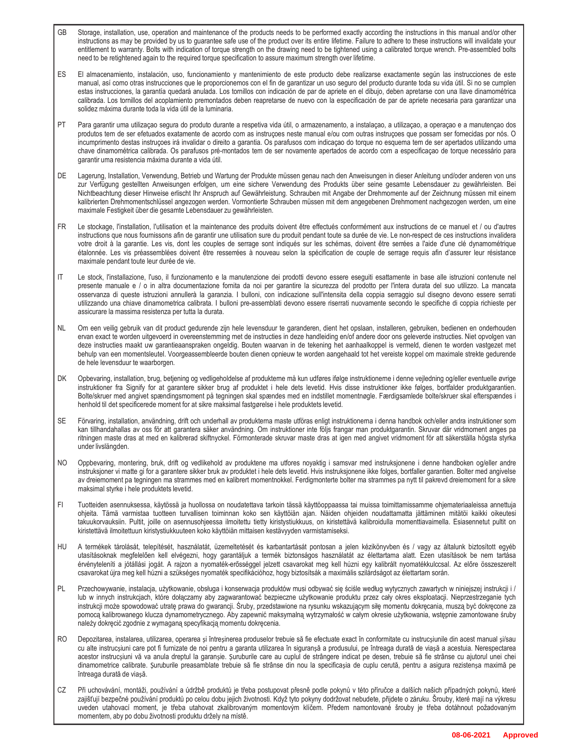GB Storage, installation, use, operation and maintenance of the products needs to be performed exactly according the instructions in this manual and/or other instructions as may be provided by us to guarantee safe use of the product over its entire lifetime. Failure to adhere to these instructions will invalidate your entitlement to warranty. Bolts with indication of torque strength on the drawing need to be tightened using a calibrated torque wrench. Pre-assembled bolts need to be retightened again to the required torque specification to assure maximum strength over lifetime.

ES El almacenamiento, instalación, uso, funcionamiento y mantenimiento de este producto debe realizarse exactamente según las instrucciones de este manual, así como otras instrucciones que le proporcionemos con el fin de garantizar un uso seguro del producto durante toda su vida útil. Si no se cumplen estas instrucciones, la garantía quedará anulada. Los tornillos con indicación de par de apriete en el dibujo, deben apretarse con una llave dinamométrica calibrada. Los tornillos del acoplamiento premontados deben reapretarse de nuevo con la especificación de par de apriete necesaria para garantizar una solidez máxima durante toda la vida útil de la luminaria.

PT Para garantir uma utilizaçao segura do produto durante a respetiva vida útil, o armazenamento, a instalaçao, a utilizaçao, a operaçao e a manutençao dos produtos tem de ser efetuados exatamente de acordo com as instruçoes neste manual e/ou com outras instruçoes que possam ser fornecidas por nós. O incumprimento destas instruçoes irá invalidar o direito a garantia. Os parafusos com indicaçao do torque no esquema tem de ser apertados utilizando uma chave dinamométrica calibrada. Os parafusos pré-montados tem de ser novamente apertados de acordo com a especificaçao de torque necessário para garantir uma resistencia máxima durante a vida útil.

DE Lagerung, Installation, Verwendung, Betrieb und Wartung der Produkte müssen genau nach den Anweisungen in dieser Anleitung und/oder anderen von uns zur Verfügung gestellten Anweisungen erfolgen, um eine sichere Verwendung des Produkts über seine gesamte Lebensdauer zu gewährleisten. Bei Nichtbeachtung dieser Hinweise erlischt Ihr Anspruch auf Gewährleistung. Schrauben mit Angabe der Drehmomente auf der Zeichnung müssen mit einem kalibrierten Drehmomentschlüssel angezogen werden. Vormontierte Schrauben müssen mit dem angegebenen Drehmoment nachgezogen werden, um eine maximale Festigkeit über die gesamte Lebensdauer zu gewährleisten.

FR Le stockage, l'installation, l'utilisation et la maintenance des produits doivent être effectués conformément aux instructions de ce manuel et / ou d'autres instructions que nous fournissons afin de garantir une utilisation sure du produit pendant toute sa durée de vie. Le non-respect de ces instructions invalidera votre droit à la garantie. Les vis, dont les couples de serrage sont indiqués sur les schémas, doivent être serrées a l'aide d'une clé dynamométrique étalonnée. Les vis préassemblées doivent être resserrées à nouveau selon la spécification de couple de serrage requis afin d'assurer leur résistance maximale pendant toute leur durée de vie.

IT Le stock, l'installazione, l'uso, il funzionamento e la manutenzione dei prodotti devono essere eseguiti esattamente in base alle istruzioni contenute nel presente manuale e / o in altra documentazione fornita da noi per garantire la sicurezza del prodotto per l'intera durata del suo utilizzo. La mancata osservanza di queste istruzioni annullerà la garanzia. I bulloni, con indicazione sull'intensita della coppia serraggio sul disegno devono essere serrati utilizzando una chiave dinamometrica calibrata. I bulloni pre-assemblati devono essere riserrati nuovamente secondo le specifiche di coppia richieste per assicurare la massima resistenza per tutta la durata.

NL Om een veilig gebruik van dit product gedurende zijn hele levensduur te garanderen, dient het opslaan, installeren, gebruiken, bedienen en onderhouden ervan exact te worden uitgevoerd in overeenstemming met de instructies in deze handleiding en/of andere door ons geleverde instructies. Niet opvolgen van deze instructies maakt uw garantieaanspraken ongeldig. Bouten waarvan in de tekening het aanhaalkoppel is vermeld, dienen te worden vastgezet met behulp van een momentsleutel. Voorgeassembleerde bouten dienen opnieuw te worden aangehaald tot het vereiste koppel om maximale strekte gedurende de hele levensduur te waarborgen.

DK Opbevaring, installation, brug, betjening og vedligeholdelse af produkterne må kun udføres ifølge instruktionerne i denne vejledning og/eller eventuelle øvrige instruktioner fra Signify for at garantere sikker brug af produktet i hele dets levetid. Hvis disse instruktioner ikke følges, bortfalder produktgarantien. Bolte/skruer med angivet spændingsmoment på tegningen skal spændes med en indstillet momentnøgle. Færdigsamlede bolte/skruer skal efterspændes i henhold til det specificerede moment for at sikre maksimal fastgørelse i hele produktets levetid.

SE Förvaring, installation, användning, drift och underhall av produkterna maste utföras enligt instruktionerna i denna handbok och/eller andra instruktioner som kan tillhandahallas av oss för att garantera säker användning. Om instruktioner inte följs frangar man produktgarantin. Skruvar där vridmoment anges pa ritningen maste dras at med en kalibrerad skiftnyckel. Förmonterade skruvar maste dras at igen med angivet vridmoment för att säkerställa högsta styrka under livslängden.

NO Oppbevaring, montering, bruk, drift og vedlikehold av produktene ma utfores noyaktig i samsvar med instruksjonene i denne handboken og/eller andre instruksjoner vi matte gi for a garantere sikker bruk av produktet i hele dets levetid. Hvis instruksjonene ikke folges, bortfaller garantien. Bolter med angivelse av dreiemoment pa tegningen ma strammes med en kalibrert momentnokkel. Ferdigmonterte bolter ma strammes pa nytt til pakrevd dreiemoment for a sikre maksimal styrke i hele produktets levetid.

FI Tuotteiden asennuksessa, käytössä ja huollossa on noudatettava tarkoin tässä käyttöoppaassa tai muissa toimittamissamme ohjemateriaaleissa annettuja ohjeita. Tämä varmistaa tuotteen turvallisen toiminnan koko sen käyttöiän ajan. Näiden ohjeiden noudattamatta jättäminen mitätöi kaikki oikeutesi takuukorvauksiin. Pultit, joille on asennusohjeessa ilmoitettu tietty kiristystiukkuus, on kiristettävä kalibroidulla momenttiavaimella. Esiasennetut pultit on kiristettävä ilmoitettuun kiristystiukkuuteen koko käyttöiän mittaisen kestävyyden varmistamiseksi.

HU A termékek tárolását, telepítését, használatát, üzemeltetését és karbantartását pontosan a jelen kézikönyvben és / vagy az általunk biztosított egyéb utasításoknak megfelelően kell elvégezni, hogy garantáljuk a termék biztonságos használatát az élettartama alatt. Ezen utasítások be nem tartása érvényteleníti a jótállási jogát. A rajzon a nyomaték-erősséggel jelzett csavarokat meg kell húzni egy kalibrált nyomatékkulccsal. Az előre összeszerelt csavarokat újra meg kell húzni a szükséges nyomaték specifikációhoz, hogy biztosítsák a maximális szilárdságot az élettartam során.

PL Przechowywanie, instalacja, użytkowanie, obsługa i konserwacja produktów musi odbywać się ściśle według wytycznych zawartych w niniejszej instrukcji i / lub w innych instrukcjach, które dołączamy aby zagwarantować bezpieczne użytkowanie produktu przez cały okres eksploatacji. Nieprzestrzeganie tych instrukcji może spowodować utratę prawa do gwarancji. Śruby, przedstawione na rysunku wskazującym siłę momentu dokręcania, muszą być dokręcone za pomocą kalibrowanego klucza dynamometrycznego. Aby zapewnić maksymalną wytrzymałość w całym okresie użytkowania, wstępnie zamontowane śruby należy dokręcić zgodnie z wymaganą specyfikacją momentu dokręcenia.

RO Depozitarea, instalarea, utilizarea, operarea și întreținerea produselor trebuie să fie efectuate exact în conformitate cu instrucțiunile din acest manual și/sau cu alte instrucțiuni care pot fi furnizate de noi pentru a garanta utilizarea în siguranță a produsului, pe întreaga durată de viață a acestuia. Nerespectarea acestor instrucțiuni vă va anula dreptul la garanție. Șuruburile care au cuplul de strângere indicat pe desen, trebuie să fie strânse cu ajutorul unei chei dinamometrice calibrate. Șuruburile preasamblate trebuie să fie strânse din nou la specificația de cuplu cerută, pentru a asigura rezistența maximă pe întreaga durată de viață.

CZ Při uchovávání, montáži, používání a údržbě produktů je třeba postupovat přesně podle pokynů v této příručce a dalších našich případných pokynů, které zajišťují bezpečné používání produktů po celou dobu jejich životnosti. Když tyto pokyny dodržovat nebudete, přijdete o záruku. Šrouby, které mají na výkresu uveden utahovací moment, je třeba utahovat zkalibrovaným momentovým klíčem. Předem namontované šrouby je třeba dotáhnout požadovaným momentem, aby po dobu životnosti produktu držely na místě.

**08-06-2021 Approved**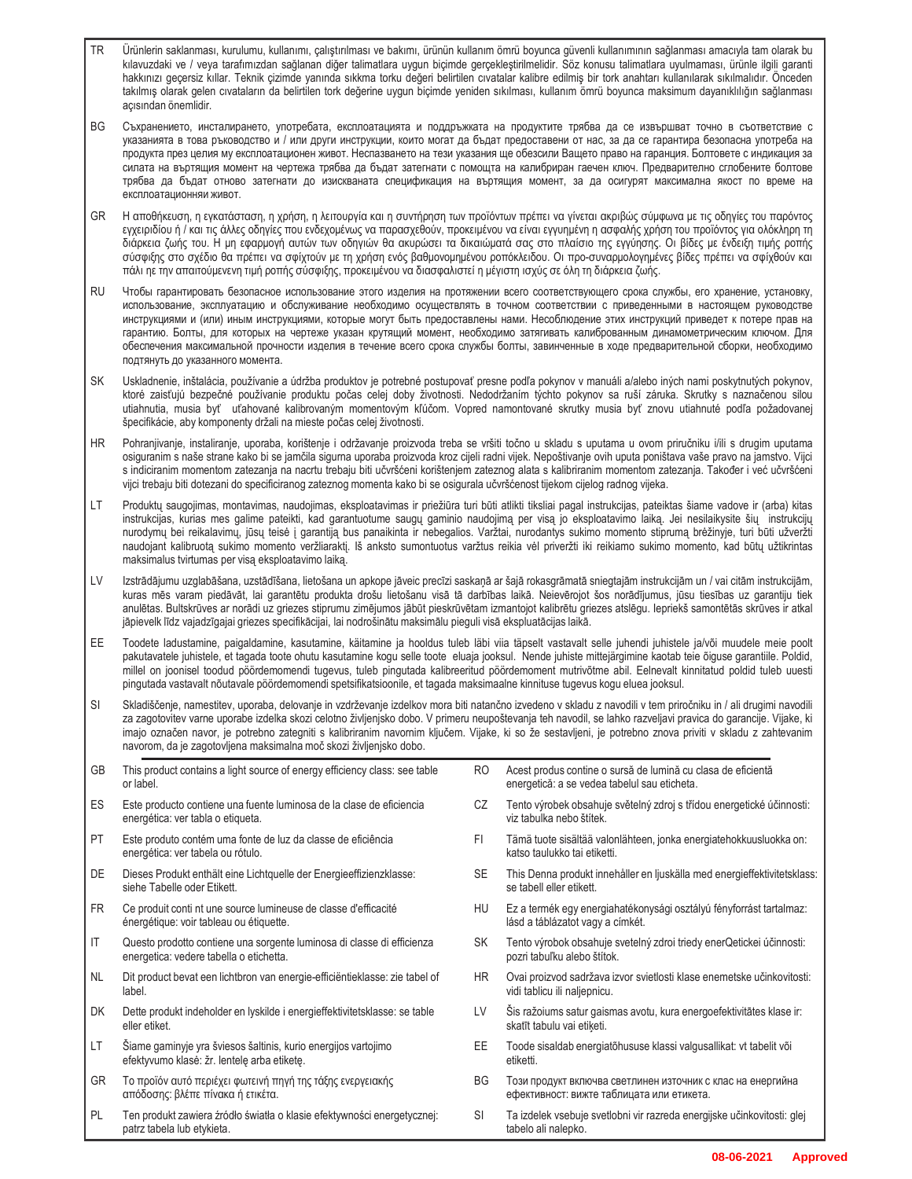TR Ürünlerin saklanması, kurulumu, kullanımı, çalıştırılması ve bakımı, ürünün kullanım ömrü boyunca güvenli kullanımının sağlanması amacıyla tam olarak bu kılavuzdaki ve / veya tarafımızdan sağlanan diğer talimatlara uygun biçimde gerçekleştirilmelidir. Söz konusu talimatlara uyulmaması, ürünle ilgili garanti hakkınızı geçersiz kıllar. Teknik çizimde yanında sıkkma torku değeri belirtilen cıvatalar kalibre edilmiş bir tork anahtarı kullanılarak sıkılmalıdır. Önceden takılmış olarak gelen cıvataların da belirtilen tork değerine uygun biçimde yeniden sıkılması, kullanım ömrü boyunca maksimum dayanıklılığın sağlanması açısından önemlidir.

BG Съхранението, инсталирането, употребата, експлоатацията и поддръжката на продуктите трябва да се извършват точно в съответствие с указанията в това ръководство и / или други инструкции, които могат да бъдат предоставени от нас, за да се гарантира безопасна употреба на продукта през целия му експлоатационен живот. Неспазването на тези указания ще обезсили Ващето право на гаранция. Болтовете с индикация за силата на въртящия момент на чертежа трябва да бъдат затегнати с помощта на калибриран гаечен ключ. Предварително сглобените болтове трябва да бъдат отново затегнати до изискваната спецификация на въртящия момент, за да осигурят максимална якост по време на експлоатационняи живот.

GR Η αποθήκευση, η εγκατάσταση, η χρήση, η λειτουργία και η συντήρηση των προϊόντων πρέπει να γίνεται ακριβώς σύμφωνα με τις οδηγίες του παρόντος εγχειριδίου ή / και τις άλλες οδηγίες που ενδεχομένως να παρασχεθούν, προκειμένου να είναι εγγυημένη η ασφαλής χρήση του προϊόντος για ολόκληρη τη διάρκεια ζωής του. Η μη εφαρμογή αυτών των οδηγιών θα ακυρώσει τα δικαιώματά σας στο πλαίσιο της εγγύησης. Οι βίδες με ένδειξη τιμής ροπής σύσφιξης στο σχέδιο θα πρέπει να σφίχτούν με τη χρήση ενός βαθμονομημένου ροπόκλειδου. Οι προ-συναρμολογημένες βίδες πρέπει να σφίχθούν και πάλι ηε την απαιτούμενη τιμή ροπής σύσφιξης, προκειμένου να διασφαλιστεί η μέγιστη ισχύς σε όλη τη διάρκεια ζωής.

RU Чтобы гарантировать безопасное использование этого изделия на протяжении всего соответствующего срока службы, его хранение, установку, использование, эксплуатацию и обслуживание необходимо осуществлять в точном соответствии с приведенными в настоящем руководстве инструкциями и (или) иным инструкциями, которые могут быть предоставлены нами. Несоблюдение этих инструкций приведет к потере прав на гарантию. Болты, для которых на чертеже указан крутящий момент, необходимо затягивать калиброванным динамометрическим ключом. Для обеспечения максимальной прочности изделия в течение всего срока службы болты, завинченные в ходе предварительной сборки, необходимо подтянуть до указанного момента.

SK Uskladnenie, inštalácia, používanie a údržba produktov je potrebné postupovať presne podľa pokynov v manuáli a/alebo iných nami poskytnutých pokynov, ktoré zaisťujú bezpečné používanie produktu počas celej doby životnosti. Nedodržaním týchto pokynov sa ruší záruka. Skrutky s naznačenou silou utiahnutia, musia byť uťahované kalibrovaným momentovým kľúčom. Vopred namontované skrutky musia byť znovu utiahnuté podľa požadovanej špecifikácie, aby komponenty držali na mieste počas celej životnosti.

HR Pohranjivanje, instaliranje, uporaba, korištenje i održavanje proizvoda treba se vršiti točno u skladu s uputama u ovom priručniku i/ili s drugim uputama osiguranim s naše strane kako bi se jamčila sigurna uporaba proizvoda kroz cijeli radni vijek. Nepoštivanje ovih uputa poništava vaše pravo na jamstvo. Vijci s indiciranim momentom zatezanja na nacrtu trebaju biti učvršćeni korištenjem zateznog alata s kalibriranim momentom zatezanja. Također i već učvršćeni vijci trebaju biti dotezani do specificiranog zateznog momenta kako bi se osigurala učvršćenost tijekom cijelog radnog vijeka.

LT Produktų saugojimas, montavimas, naudojimas, eksploatavimas ir priežiūra turi būti atlikti tiksliai pagal instrukcijas, pateiktas šiame vadove ir (arba) kitas instrukcijas, kurias mes galime pateikti, kad garantuotume saugų gaminio naudojimą per visą jo eksploatavimo laiką. Jei nesilaikysite šių instrukcijų nurodymų bei reikalavimų, jūsų teisė į garantiją bus panaikinta ir nebegalios. Varžtai, nurodantys sukimo momento stiprumą brėžinyje, turi būti užveržti naudojant kalibruotą sukimo momento veržliaraktį. Iš anksto sumontuotus varžtus reikia vėl priveržti iki reikiamo sukimo momento, kad būtų užtikrintas maksimalus tvirtumas per visą eksploatavimo laiką.

LV Izstrādājumu uzglabāšana, uzstādīšana, lietošana un apkope jāveic precīzi saskaņā ar šajā rokasgrāmatā sniegtajām instrukcijām un / vai citām instrukcijām, kuras mēs varam piedāvāt, lai garantētu produkta drošu lietošanu visā tā darbības laikā. Neievērojot šos norādījumus, jūsu tiesības uz garantiju tiek anulētas. Bultskrūves ar norādi uz griezes stiprumu zīmējumos jābūt pieskrūvētam izmantojot kalibrētu griezes atslēgu. Iepriekš samontētās skrūves ir atkal jāpievelk līdz vajadzīgajai griezes specifikācijai, lai nodrošinātu maksimālu pieguli visā ekspluatācijas laikā.

EE Toodete ladustamine, paigaldamine, kasutamine, käitamine ja hooldus tuleb läbi viia täpselt vastavalt selle juhendi juhistele ja/või muudele meie poolt pakutavatele juhistele, et tagada toote ohutu kasutamine kogu selle toote eluaja jooksul. Nende juhiste mittejärgimine kaotab teie õiguse garantiile. Poldid, millel on joonisel toodud pöördemomendi tugevus, tuleb pingutada kalibreeritud pöördemoment mutrivõtme abil. Eelnevalt kinnitatud poldid tuleb uuesti pingutada vastavalt nõutavale pöördemomendi spetsifikatsioonile, et tagada maksimaalne kinnituse tugevus kogu eluea jooksul.

SI Skladiščenje, namestitev, uporaba, delovanje in vzdrževanje izdelkov mora biti natančno izvedeno v skladu z navodili v tem priročniku in / ali drugimi navodili za zagotovitev varne uporabe izdelka skozi celotno življenjsko dobo. V primeru neupoštevanja teh navodil, se lahko razveljavi pravica do garancije. Vijake, ki imajo označen navor, je potrebno zategniti s kalibriranim navornim ključem. Vijake, ki so že sestavljeni, je potrebno znova priviti v skladu z zahtevanim navorom, da je zagotovljena maksimalna moč skozi življenjsko dobo.

GB This product contains a light source of energy efficiency class: see table or label.

ES Este producto contiene una fuente luminosa de la clase de eficiencia energética: ver tabla o etiqueta.

PT Este produto contém uma fonte de luz da classe de eficiência energética: ver tabela ou rótulo.

DE Dieses Produkt enthält eine Lichtquelle der Energieeffizienzklasse: siehe Tabelle oder Etikett.

FR Ce produit conti nt une source lumineuse de classe d'efficacité énergétique: voir tableau ou étiquette.

IT Questo prodotto contiene una sorgente luminosa di classe di efficienza energetica: vedere tabella o etichetta.

NL Dit product bevat een lichtbron van energie-efficiëntieklasse: zie tabel of label.

DK Dette produkt indeholder en lyskilde i energieffektivitetsklasse: se table eller etiket.

LT Šiame gaminyje yra šviesos šaltinis, kurio energijos vartojimo efektyvumo klasė: žr. lentelę arba etiketę.

GR Το προϊόν αυτό περιέχει φωτεινή πηγή της τάξης ενεργειακής απόδοσης: βλέπε πίνακα ή ετικέτα.

PL Ten produkt zawiera źródło światła o klasie efektywności energetycznej: patrz tabela lub etykieta.

RO Acest produs contine o sursă de lumină cu clasa de eficientă energetică: a se vedea tabelul sau eticheta.

CZ Tento výrobek obsahuje světelný zdroj s třídou energetické účinnosti: viz tabulka nebo štítek.

FI Tämä tuote sisältää valonlähteen, jonka energiatehokkuusluokka on: katso taulukko tai etiketti.

SE This Denna produkt innehåller en ljuskälla med energieffektivitetsklass: se tabell eller etikett.

HU Ez a termék egy energiahatékonysági osztályú fényforrást tartalmaz: lásd a táblázatot vagy a címkét.

SK Tento výrobok obsahuje svetelný zdroi triedy enerQetickei účinnosti: pozri tabuľku alebo štítok.

HR Ovai proizvod sadržava izvor svietlosti klase enemetske učinkovitosti: vidi tablicu ili naljepnicu.

LV Šis ražoiums satur gaismas avotu, kura energoefektivitātes klase ir: skatīt tabulu vai etiķeti.

EE Toode sisaldab energiatõhususe klassi valgusallikat: vt tabelit või etiketti.

BG Този продукт включва светлинен източник с клас на енергийна ефективност: вижте таблицата или етикета.

SI Ta izdelek vsebuje svetlobni vir razreda energijske učinkovitosti: glej tabelo ali nalepko.

**08-06-2021 Approved**